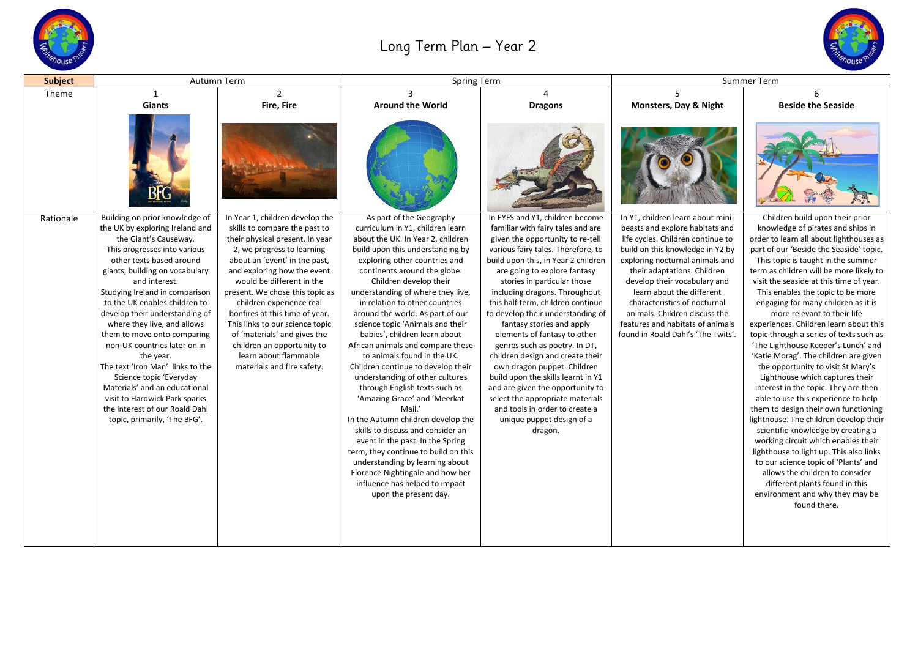# Long Term Plan – Year 2

| Subject | Autumn Term | | Spring Term | | Summer Term | |
|---|---|---|---|---|---|---|
| Theme | 1 **Giants** | 2 **Fire, Fire** | 3 **Around the World** | 4 **Dragons** | 5 **Monsters, Day & Night** | 6 **Beside the Seaside** |
| Rationale | Building on prior knowledge of the UK by exploring Ireland and the Giant's Causeway. This progresses into various other texts based around giants, building on vocabulary and interest. Studying Ireland in comparison to the UK enables children to develop their understanding of where they live, and allows them to move onto comparing non-UK countries later on in the year. The text 'Iron Man' links to the Science topic 'Everyday Materials' and an educational visit to Hardwick Park sparks the interest of our Roald Dahl topic, primarily, 'The BFG'. | In Year 1, children develop the skills to compare the past to their physical present. In year 2, we progress to learning about an 'event' in the past, and exploring how the event would be different in the present. We chose this topic as children experience real bonfires at this time of year. This links to our science topic of 'materials' and gives the children an opportunity to learn about flammable materials and fire safety. | As part of the Geography curriculum in Y1, children learn about the UK. In Year 2, children build upon this understanding by exploring other countries and continents around the globe. Children develop their understanding of where they live, in relation to other countries around the world. As part of our science topic 'Animals and their babies', children learn about African animals and compare these to animals found in the UK. Children continue to develop their understanding of other cultures through English texts such as 'Amazing Grace' and 'Meerkat Mail.' In the Autumn children develop the skills to discuss and consider an event in the past. In the Spring term, they continue to build on this understanding by learning about Florence Nightingale and how her influence has helped to impact upon the present day. | In EYFS and Y1, children become familiar with fairy tales and are given the opportunity to re-tell various fairy tales. Therefore, to build upon this, in Year 2 children are going to explore fantasy stories in particular those including dragons. Throughout this half term, children continue to develop their understanding of fantasy stories and apply elements of fantasy to other genres such as poetry. In DT, children design and create their own dragon puppet. Children build upon the skills learnt in Y1 and are given the opportunity to select the appropriate materials and tools in order to create a unique puppet design of a dragon. | In Y1, children learn about mini-beasts and explore habitats and life cycles. Children continue to build on this knowledge in Y2 by exploring nocturnal animals and their adaptations. Children develop their vocabulary and learn about the different characteristics of nocturnal animals. Children discuss the features and habitats of animals found in Roald Dahl's 'The Twits'. | Children build upon their prior knowledge of pirates and ships in order to learn all about lighthouses as part of our 'Beside the Seaside' topic. This topic is taught in the summer term as children will be more likely to visit the seaside at this time of year. This enables the topic to be more engaging for many children as it is more relevant to their life experiences. Children learn about this topic through a series of texts such as 'The Lighthouse Keeper's Lunch' and 'Katie Morag'. The children are given the opportunity to visit St Mary's Lighthouse which captures their interest in the topic. They are then able to use this experience to help them to design their own functioning lighthouse. The children develop their scientific knowledge by creating a working circuit which enables their lighthouse to light up. This also links to our science topic of 'Plants' and allows the children to consider different plants found in this environment and why they may be found there. |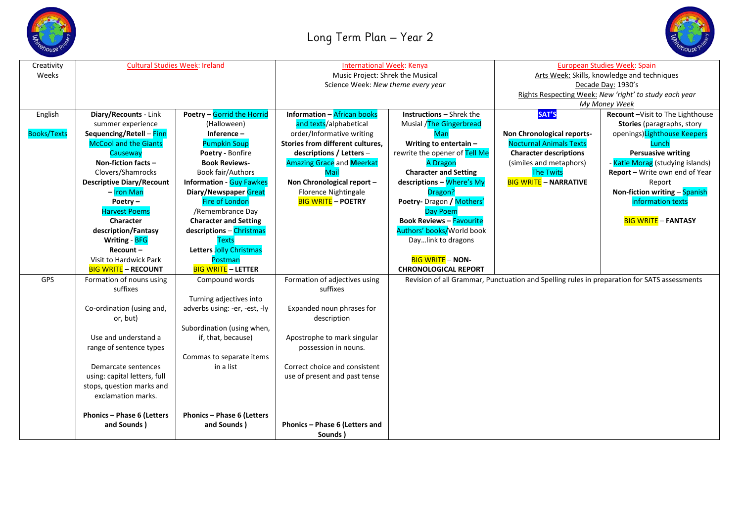# Long Term Plan – Year 2

| | | | | | | |
|---|---|---|---|---|---|---|
| Creativity Weeks | Cultural Studies Week: Ireland | | International Week: Kenya<br>Music Project: Shrek the Musical<br>Science Week: *New theme every year* | | European Studies Week: Spain<br>Arts Week: Skills, knowledge and techniques<br>Decade Day: 1930's<br>Rights Respecting Week: *New 'right' to study each year*<br>*My Money Week* | |
| English<br><br>Books/Texts | **Diary/Recounts** - Link summer experience<br>**Sequencing/Retell** – Finn McCool and the Giants Causeway<br>**Non-fiction facts** – Clovers/Shamrocks<br>**Descriptive Diary/Recount** – Iron Man<br>**Poetry** – Harvest Poems<br>**Character description/Fantasy Writing** - BFG<br>**Recount** – Visit to Hardwick Park<br>BIG WRITE – **RECOUNT** | **Poetry** – Gorrid the Horrid (Halloween)<br>**Inference** – Pumpkin Soup<br>**Poetry** - Bonfire<br>**Book Reviews**- Book fair/Authors<br>**Information** - Guy Fawkes<br>**Diary/Newspaper** Great Fire of London /Remembrance Day<br>**Character and Setting descriptions** – Christmas Texts<br>**Letters** Jolly Christmas Postman<br>BIG WRITE – **LETTER** | **Information** – African books and texts/alphabetical order/Informative writing<br>**Stories from different cultures, descriptions / Letters** – Amazing Grace and Meerkat Mail<br>**Non Chronological report** – Florence Nightingale<br>BIG WRITE – **POETRY** | **Instructions** – Shrek the Musical /The Gingerbread Man<br>**Writing to entertain** – rewrite the opener of Tell Me A Dragon<br>**Character and Setting descriptions** – Where's My Dragon?<br>**Poetry**- Dragon / Mothers' Day Poem<br>**Book Reviews** – Favourite Authors' books/World book Day…link to dragons<br><br>BIG WRITE – **NON-CHRONOLOGICAL REPORT** | **SAT'S**<br><br>**Non Chronological reports**- Nocturnal Animals Texts<br>**Character descriptions** (similes and metaphors)<br>The Twits<br>BIG WRITE – **NARRATIVE** | **Recount** –Visit to The Lighthouse<br>**Stories** (paragraphs, story openings)Lighthouse Keepers Lunch<br>**Persuasive writing**<br>- Katie Morag (studying islands)<br>**Report** – Write own end of Year Report<br>**Non-fiction writing** – Spanish information texts<br><br>BIG WRITE – **FANTASY** |
| GPS | Formation of nouns using suffixes<br><br>Co-ordination (using and, or, but)<br><br>Use and understand a range of sentence types<br><br>Demarcate sentences using: capital letters, full stops, question marks and exclamation marks.<br><br>**Phonics – Phase 6 (Letters and Sounds )** | Compound words<br><br>Turning adjectives into adverbs using: -er, -est, -ly<br><br>Subordination (using when, if, that, because)<br><br>Commas to separate items in a list<br><br>**Phonics – Phase 6 (Letters and Sounds )** | Formation of adjectives using suffixes<br><br>Expanded noun phrases for description<br><br>Apostrophe to mark singular possession in nouns.<br><br>Correct choice and consistent use of present and past tense<br><br>**Phonics – Phase 6 (Letters and Sounds )** | Revision of all Grammar, Punctuation and Spelling rules in preparation for SATS assessments | | |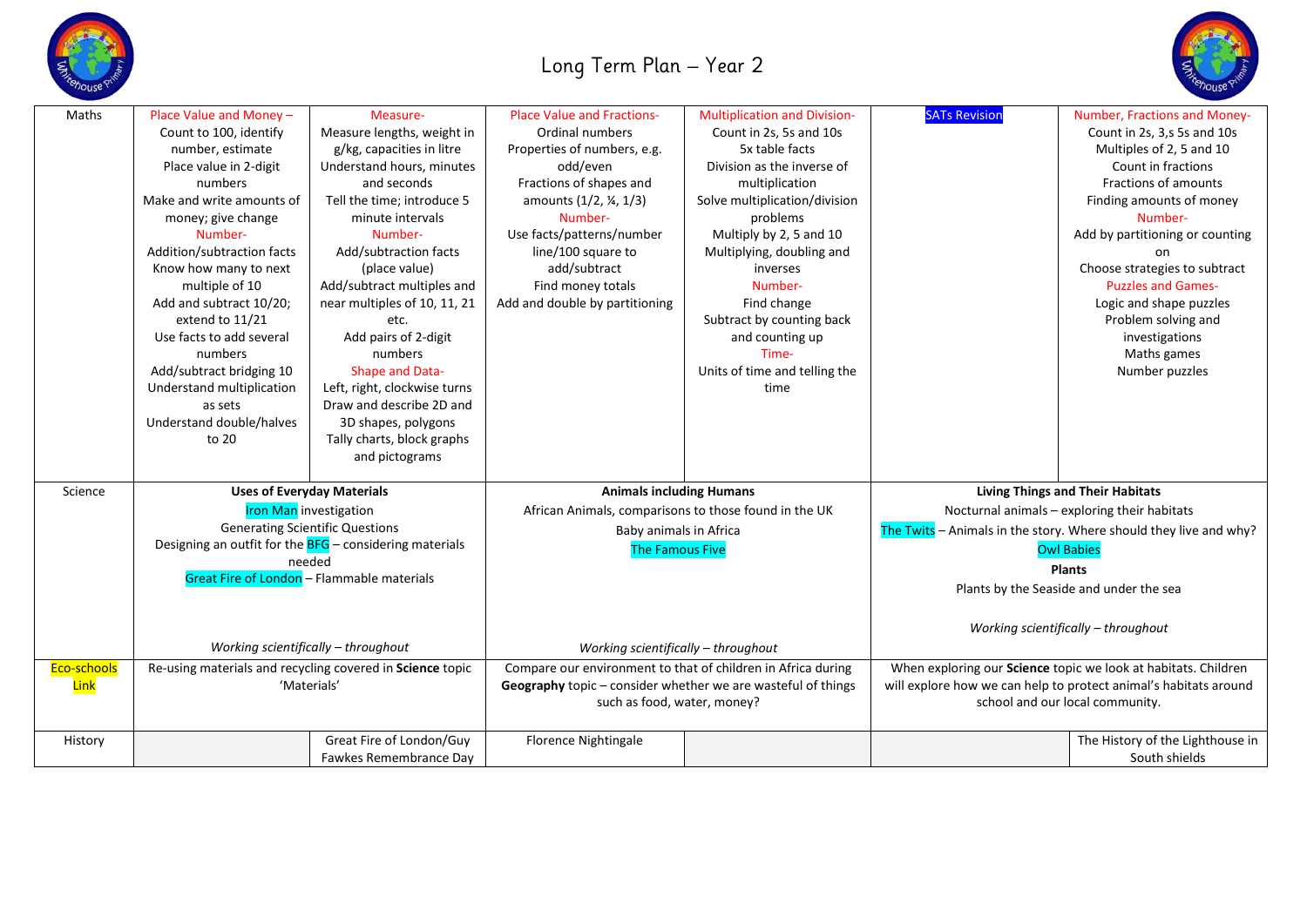# Long Term Plan – Year 2

| | | | | | | |
|---|---|---|---|---|---|---|
| Maths | Place Value and Money – Count to 100, identify number, estimate Place value in 2-digit numbers Make and write amounts of money; give change Number- Addition/subtraction facts Know how many to next multiple of 10 Add and subtract 10/20; extend to 11/21 Use facts to add several numbers Add/subtract bridging 10 Understand multiplication as sets Understand double/halves to 20 | Measure- Measure lengths, weight in g/kg, capacities in litre Understand hours, minutes and seconds Tell the time; introduce 5 minute intervals Number- Add/subtraction facts (place value) Add/subtract multiples and near multiples of 10, 11, 21 etc. Add pairs of 2-digit numbers Shape and Data- Left, right, clockwise turns Draw and describe 2D and 3D shapes, polygons Tally charts, block graphs and pictograms | Place Value and Fractions- Ordinal numbers Properties of numbers, e.g. odd/even Fractions of shapes and amounts (1/2, ¼, 1/3) Number- Use facts/patterns/number line/100 square to add/subtract Find money totals Add and double by partitioning | Multiplication and Division- Count in 2s, 5s and 10s 5x table facts Division as the inverse of multiplication Solve multiplication/division problems Multiply by 2, 5 and 10 Multiplying, doubling and inverses Number- Find change Subtract by solving back and counting up Time- Units of time and telling the time | SATs Revision | Number, Fractions and Money- Count in 2s, 3,s 5s and 10s Multiples of 2, 5 and 10 Count in fractions Fractions of amounts Finding amounts of money Number- Add by partitioning or counting on Choose strategies to subtract Puzzles and Games- Logic and shape puzzles Problem solving and investigations Maths games Number puzzles |
| Science | **Uses of Everyday Materials** Iron Man investigation Generating Scientific Questions Designing an outfit for the BFG – considering materials needed Great Fire of London – Flammable materials *Working scientifically – throughout* | | **Animals including Humans** African Animals, comparisons to those found in the UK Baby animals in Africa The Famous Five *Working scientifically – throughout* | | **Living Things and Their Habitats** Nocturnal animals – exploring their habitats The Twits – Animals in the story. Where should they live and why? Owl Babies **Plants** Plants by the Seaside and under the sea *Working scientifically – throughout* | |
| Eco-schools Link | Re-using materials and recycling covered in **Science** topic 'Materials' | | Compare our environment to that of children in Africa during **Geography** topic – consider whether we are wasteful of things such as food, water, money? | | When exploring our **Science** topic we look at habitats. Children will explore how we can help to protect animal's habitats around school and our local community. | |
| History | | Great Fire of London/Guy Fawkes Remembrance Day | Florence Nightingale | | | The History of the Lighthouse in South shields |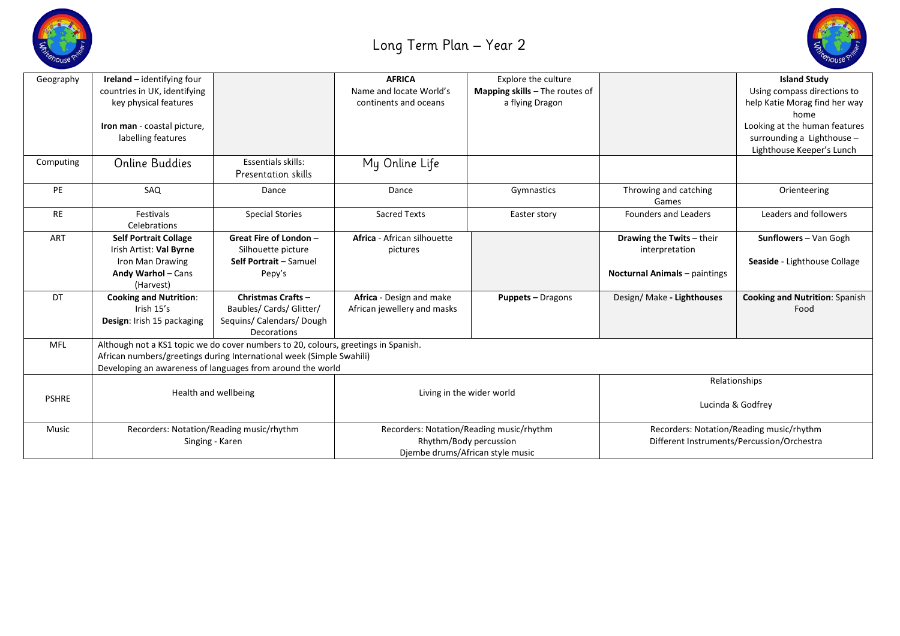# Long Term Plan – Year 2

| | | | | | | |
|---|---|---|---|---|---|---|
| Geography | **Ireland** – identifying four countries in UK, identifying key physical features<br><br>**Iron man** - coastal picture, labelling features | | **AFRICA**<br>Name and locate World's continents and oceans | Explore the culture<br>**Mapping skills** – The routes of a flying Dragon | | **Island Study**<br>Using compass directions to help Katie Morag find her way home<br>Looking at the human features surrounding a Lighthouse – Lighthouse Keeper's Lunch |
| Computing | Online Buddies | Essentials skills: Presentation skills | My Online Life | | | |
| PE | SAQ | Dance | Dance | Gymnastics | Throwing and catching Games | Orienteering |
| RE | Festivals Celebrations | Special Stories | Sacred Texts | Easter story | Founders and Leaders | Leaders and followers |
| ART | **Self Portrait Collage**<br>Irish Artist: **Val Byrne**<br>Iron Man Drawing<br>**Andy Warhol** – Cans (Harvest) | **Great Fire of London** – Silhouette picture<br>**Self Portrait** – Samuel Pepy's | **Africa** - African silhouette pictures | | **Drawing the Twits** – their interpretation<br><br>**Nocturnal Animals** – paintings | **Sunflowers** – Van Gogh<br><br>**Seaside** - Lighthouse Collage |
| DT | **Cooking and Nutrition**: Irish 15's<br>**Design**: Irish 15 packaging | **Christmas Crafts** – Baubles/ Cards/ Glitter/ Sequins/ Calendars/ Dough Decorations | **Africa** - Design and make African jewellery and masks | **Puppets –** Dragons | Design/ Make - **Lighthouses** | **Cooking and Nutrition**: Spanish Food |
| MFL | Although not a KS1 topic we do cover numbers to 20, colours, greetings in Spanish.<br>African numbers/greetings during International week (Simple Swahili)<br>Developing an awareness of languages from around the world | | | | | |
| PSHRE | Health and wellbeing | | Living in the wider world | | Relationships<br><br>Lucinda & Godfrey | |
| Music | Recorders: Notation/Reading music/rhythm<br>Singing - Karen | | Recorders: Notation/Reading music/rhythm<br>Rhythm/Body percussion<br>Djembe drums/African style music | | Recorders: Notation/Reading music/rhythm<br>Different Instruments/Percussion/Orchestra | |